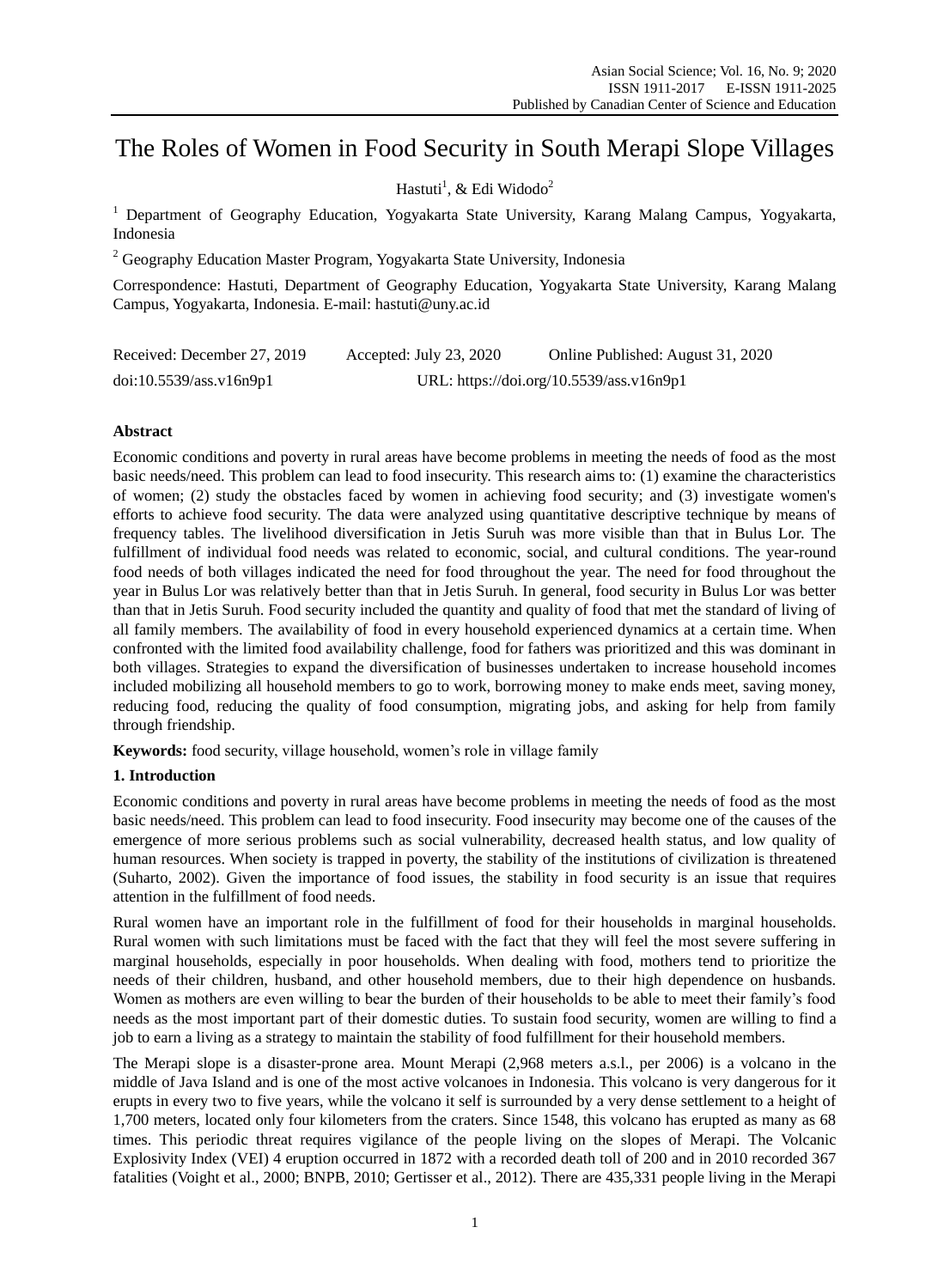# The Roles of Women in Food Security in South Merapi Slope Villages

Hastuti[1], & Edi Widodo[2]

[1] Department of Geography Education, Yogyakarta State University, Karang Malang Campus, Yogyakarta, Indonesia

[2] Geography Education Master Program, Yogyakarta State University, Indonesia

Correspondence: Hastuti, Department of Geography Education, Yogyakarta State University, Karang Malang Campus, Yogyakarta, Indonesia. E-mail: hastuti@uny.ac.id

Received: December 27, 2019 Accepted: July 23, 2020 Online Published: August 31, 2020

doi:10.5539/ass.v16n9p1 URL: https://doi.org/10.5539/ass.v16n9p1

## Abstract

Economic conditions and poverty in rural areas have become problems in meeting the needs of food as the most basic needs/need. This problem can lead to food insecurity. This research aims to: (1) examine the characteristics of women; (2) study the obstacles faced by women in achieving food security; and (3) investigate women's efforts to achieve food security. The data were analyzed using quantitative descriptive technique by means of frequency tables. The livelihood diversification in Jetis Suruh was more visible than that in Bulus Lor. The fulfillment of individual food needs was related to economic, social, and cultural conditions. The year-round food needs of both villages indicated the need for food throughout the year. The need for food throughout the year in Bulus Lor was relatively better than that in Jetis Suruh. In general, food security in Bulus Lor was better than that in Jetis Suruh. Food security included the quantity and quality of food that met the standard of living of all family members. The availability of food in every household experienced dynamics at a certain time. When confronted with the limited food availability challenge, food for fathers was prioritized and this was dominant in both villages. Strategies to expand the diversification of businesses undertaken to increase household incomes included mobilizing all household members to go to work, borrowing money to make ends meet, saving money, reducing food, reducing the quality of food consumption, migrating jobs, and asking for help from family through friendship.

**Keywords:** food security, village household, women's role in village family

## 1. Introduction

Economic conditions and poverty in rural areas have become problems in meeting the needs of food as the most basic needs/need. This problem can lead to food insecurity. Food insecurity may become one of the causes of the emergence of more serious problems such as social vulnerability, decreased health status, and low quality of human resources. When society is trapped in poverty, the stability of the institutions of civilization is threatened (Suharto, 2002). Given the importance of food issues, the stability in food security is an issue that requires attention in the fulfillment of food needs.

Rural women have an important role in the fulfillment of food for their households in marginal households. Rural women with such limitations must be faced with the fact that they will feel the most severe suffering in marginal households, especially in poor households. When dealing with food, mothers tend to prioritize the needs of their children, husband, and other household members, due to their high dependence on husbands. Women as mothers are even willing to bear the burden of their households to be able to meet their family's food needs as the most important part of their domestic duties. To sustain food security, women are willing to find a job to earn a living as a strategy to maintain the stability of food fulfillment for their household members.

The Merapi slope is a disaster-prone area. Mount Merapi (2,968 meters a.s.l., per 2006) is a volcano in the middle of Java Island and is one of the most active volcanoes in Indonesia. This volcano is very dangerous for it erupts in every two to five years, while the volcano it self is surrounded by a very dense settlement to a height of 1,700 meters, located only four kilometers from the craters. Since 1548, this volcano has erupted as many as 68 times. This periodic threat requires vigilance of the people living on the slopes of Merapi. The Volcanic Explosivity Index (VEI) 4 eruption occurred in 1872 with a recorded death toll of 200 and in 2010 recorded 367 fatalities (Voight et al., 2000; BNPB, 2010; Gertisser et al., 2012). There are 435,331 people living in the Merapi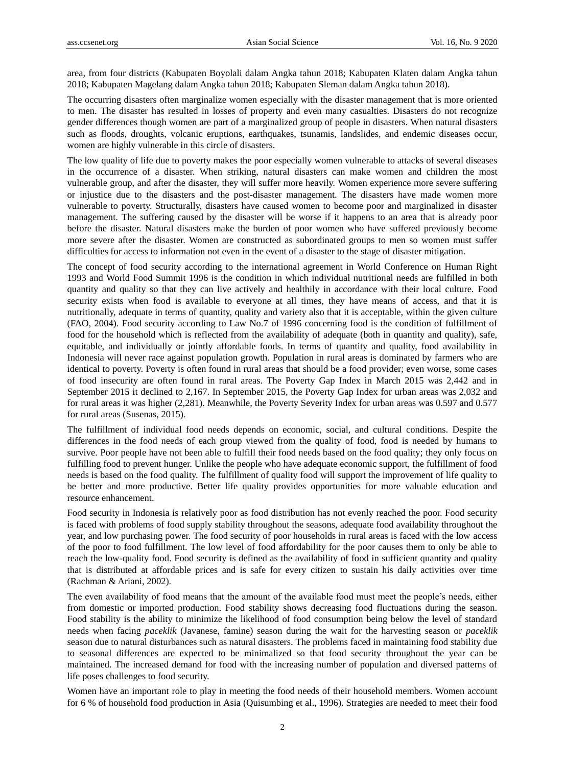area, from four districts (Kabupaten Boyolali dalam Angka tahun 2018; Kabupaten Klaten dalam Angka tahun 2018; Kabupaten Magelang dalam Angka tahun 2018; Kabupaten Sleman dalam Angka tahun 2018).

The occurring disasters often marginalize women especially with the disaster management that is more oriented to men. The disaster has resulted in losses of property and even many casualties. Disasters do not recognize gender differences though women are part of a marginalized group of people in disasters. When natural disasters such as floods, droughts, volcanic eruptions, earthquakes, tsunamis, landslides, and endemic diseases occur, women are highly vulnerable in this circle of disasters.

The low quality of life due to poverty makes the poor especially women vulnerable to attacks of several diseases in the occurrence of a disaster. When striking, natural disasters can make women and children the most vulnerable group, and after the disaster, they will suffer more heavily. Women experience more severe suffering or injustice due to the disasters and the post-disaster management. The disasters have made women more vulnerable to poverty. Structurally, disasters have caused women to become poor and marginalized in disaster management. The suffering caused by the disaster will be worse if it happens to an area that is already poor before the disaster. Natural disasters make the burden of poor women who have suffered previously become more severe after the disaster. Women are constructed as subordinated groups to men so women must suffer difficulties for access to information not even in the event of a disaster to the stage of disaster mitigation.

The concept of food security according to the international agreement in World Conference on Human Right 1993 and World Food Summit 1996 is the condition in which individual nutritional needs are fulfilled in both quantity and quality so that they can live actively and healthily in accordance with their local culture. Food security exists when food is available to everyone at all times, they have means of access, and that it is nutritionally, adequate in terms of quantity, quality and variety also that it is acceptable, within the given culture (FAO, 2004). Food security according to Law No.7 of 1996 concerning food is the condition of fulfillment of food for the household which is reflected from the availability of adequate (both in quantity and quality), safe, equitable, and individually or jointly affordable foods. In terms of quantity and quality, food availability in Indonesia will never race against population growth. Population in rural areas is dominated by farmers who are identical to poverty. Poverty is often found in rural areas that should be a food provider; even worse, some cases of food insecurity are often found in rural areas. The Poverty Gap Index in March 2015 was 2,442 and in September 2015 it declined to 2,167. In September 2015, the Poverty Gap Index for urban areas was 2,032 and for rural areas it was higher (2,281). Meanwhile, the Poverty Severity Index for urban areas was 0.597 and 0.577 for rural areas (Susenas, 2015).

The fulfillment of individual food needs depends on economic, social, and cultural conditions. Despite the differences in the food needs of each group viewed from the quality of food, food is needed by humans to survive. Poor people have not been able to fulfill their food needs based on the food quality; they only focus on fulfilling food to prevent hunger. Unlike the people who have adequate economic support, the fulfillment of food needs is based on the food quality. The fulfillment of quality food will support the improvement of life quality to be better and more productive. Better life quality provides opportunities for more valuable education and resource enhancement.

Food security in Indonesia is relatively poor as food distribution has not evenly reached the poor. Food security is faced with problems of food supply stability throughout the seasons, adequate food availability throughout the year, and low purchasing power. The food security of poor households in rural areas is faced with the low access of the poor to food fulfillment. The low level of food affordability for the poor causes them to only be able to reach the low-quality food. Food security is defined as the availability of food in sufficient quantity and quality that is distributed at affordable prices and is safe for every citizen to sustain his daily activities over time (Rachman & Ariani, 2002).

The even availability of food means that the amount of the available food must meet the people's needs, either from domestic or imported production. Food stability shows decreasing food fluctuations during the season. Food stability is the ability to minimize the likelihood of food consumption being below the level of standard needs when facing *paceklik* (Javanese, famine) season during the wait for the harvesting season or *paceklik* season due to natural disturbances such as natural disasters. The problems faced in maintaining food stability due to seasonal differences are expected to be minimalized so that food security throughout the year can be maintained. The increased demand for food with the increasing number of population and diversed patterns of life poses challenges to food security.

Women have an important role to play in meeting the food needs of their household members. Women account for 6 % of household food production in Asia (Quisumbing et al., 1996). Strategies are needed to meet their food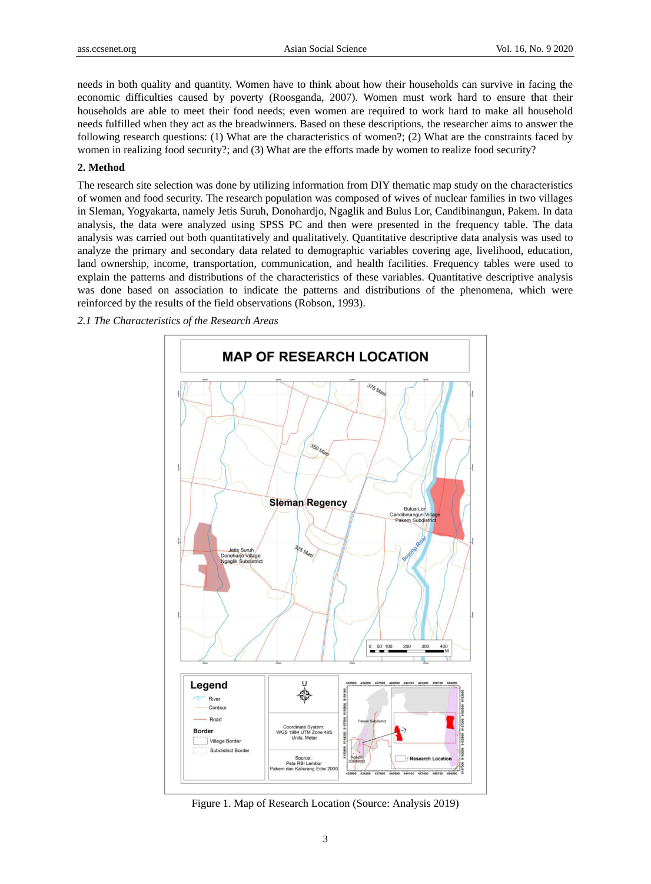needs in both quality and quantity. Women have to think about how their households can survive in facing the economic difficulties caused by poverty (Roosganda, 2007). Women must work hard to ensure that their households are able to meet their food needs; even women are required to work hard to make all household needs fulfilled when they act as the breadwinners. Based on these descriptions, the researcher aims to answer the following research questions: (1) What are the characteristics of women?; (2) What are the constraints faced by women in realizing food security?; and (3) What are the efforts made by women to realize food security?

## 2. Method

The research site selection was done by utilizing information from DIY thematic map study on the characteristics of women and food security. The research population was composed of wives of nuclear families in two villages in Sleman, Yogyakarta, namely Jetis Suruh, Donohardjo, Ngaglik and Bulus Lor, Candibinangun, Pakem. In data analysis, the data were analyzed using SPSS PC and then were presented in the frequency table. The data analysis was carried out both quantitatively and qualitatively. Quantitative descriptive data analysis was used to analyze the primary and secondary data related to demographic variables covering age, livelihood, education, land ownership, income, transportation, communication, and health facilities. Frequency tables were used to explain the patterns and distributions of the characteristics of these variables. Quantitative descriptive analysis was done based on association to indicate the patterns and distributions of the phenomena, which were reinforced by the results of the field observations (Robson, 1993).

### *2.1 The Characteristics of the Research Areas*

Figure 1. Map of Research Location (Source: Analysis 2019)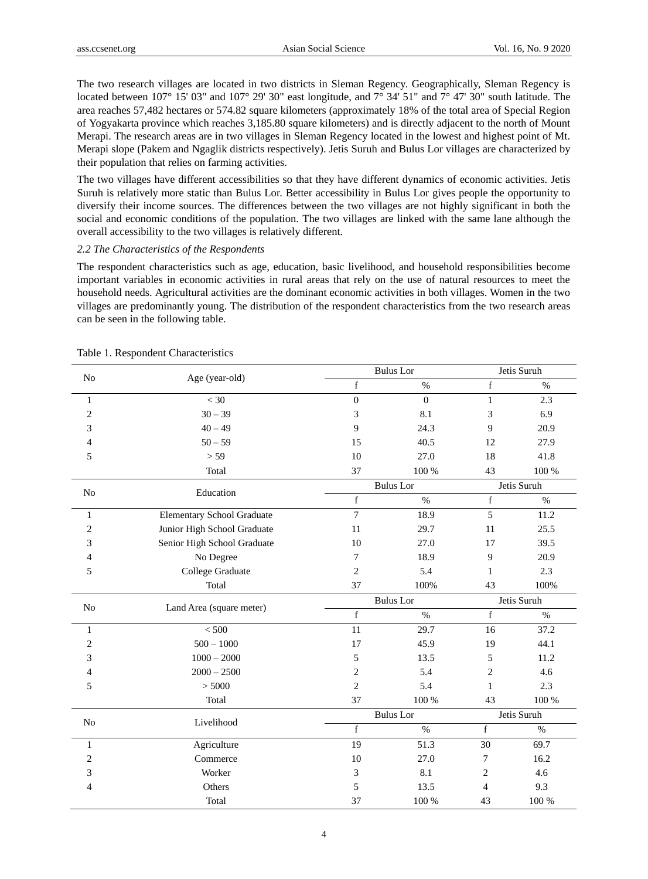The two research villages are located in two districts in Sleman Regency. Geographically, Sleman Regency is located between 107° 15' 03" and 107° 29' 30" east longitude, and 7° 34' 51" and 7° 47' 30" south latitude. The area reaches 57,482 hectares or 574.82 square kilometers (approximately 18% of the total area of Special Region of Yogyakarta province which reaches 3,185.80 square kilometers) and is directly adjacent to the north of Mount Merapi. The research areas are in two villages in Sleman Regency located in the lowest and highest point of Mt. Merapi slope (Pakem and Ngaglik districts respectively). Jetis Suruh and Bulus Lor villages are characterized by their population that relies on farming activities.

The two villages have different accessibilities so that they have different dynamics of economic activities. Jetis Suruh is relatively more static than Bulus Lor. Better accessibility in Bulus Lor gives people the opportunity to diversify their income sources. The differences between the two villages are not highly significant in both the social and economic conditions of the population. The two villages are linked with the same lane although the overall accessibility to the two villages is relatively different.

### *2.2 The Characteristics of the Respondents*

The respondent characteristics such as age, education, basic livelihood, and household responsibilities become important variables in economic activities in rural areas that rely on the use of natural resources to meet the household needs. Agricultural activities are the dominant economic activities in both villages. Women in the two villages are predominantly young. The distribution of the respondent characteristics from the two research areas can be seen in the following table.

Table 1. Respondent Characteristics

| No | Age (year-old) | Bulus Lor | | Jetis Suruh | |
|---|---|---|---|---|---|
| | | f | % | f | % |
| 1 | < 30 | 0 | 0 | 1 | 2.3 |
| 2 | 30 – 39 | 3 | 8.1 | 3 | 6.9 |
| 3 | 40 – 49 | 9 | 24.3 | 9 | 20.9 |
| 4 | 50 – 59 | 15 | 40.5 | 12 | 27.9 |
| 5 | > 59 | 10 | 27.0 | 18 | 41.8 |
| | Total | 37 | 100 % | 43 | 100 % |
| No | Education | Bulus Lor | | Jetis Suruh | |
| | | f | % | f | % |
| 1 | Elementary School Graduate | 7 | 18.9 | 5 | 11.2 |
| 2 | Junior High School Graduate | 11 | 29.7 | 11 | 25.5 |
| 3 | Senior High School Graduate | 10 | 27.0 | 17 | 39.5 |
| 4 | No Degree | 7 | 18.9 | 9 | 20.9 |
| 5 | College Graduate | 2 | 5.4 | 1 | 2.3 |
| | Total | 37 | 100% | 43 | 100% |
| No | Land Area (square meter) | Bulus Lor | | Jetis Suruh | |
| | | f | % | f | % |
| 1 | < 500 | 11 | 29.7 | 16 | 37.2 |
| 2 | 500 – 1000 | 17 | 45.9 | 19 | 44.1 |
| 3 | 1000 – 2000 | 5 | 13.5 | 5 | 11.2 |
| 4 | 2000 – 2500 | 2 | 5.4 | 2 | 4.6 |
| 5 | > 5000 | 2 | 5.4 | 1 | 2.3 |
| | Total | 37 | 100 % | 43 | 100 % |
| No | Livelihood | Bulus Lor | | Jetis Suruh | |
| | | f | % | f | % |
| 1 | Agriculture | 19 | 51.3 | 30 | 69.7 |
| 2 | Commerce | 10 | 27.0 | 7 | 16.2 |
| 3 | Worker | 3 | 8.1 | 2 | 4.6 |
| 4 | Others | 5 | 13.5 | 4 | 9.3 |
| | Total | 37 | 100 % | 43 | 100 % |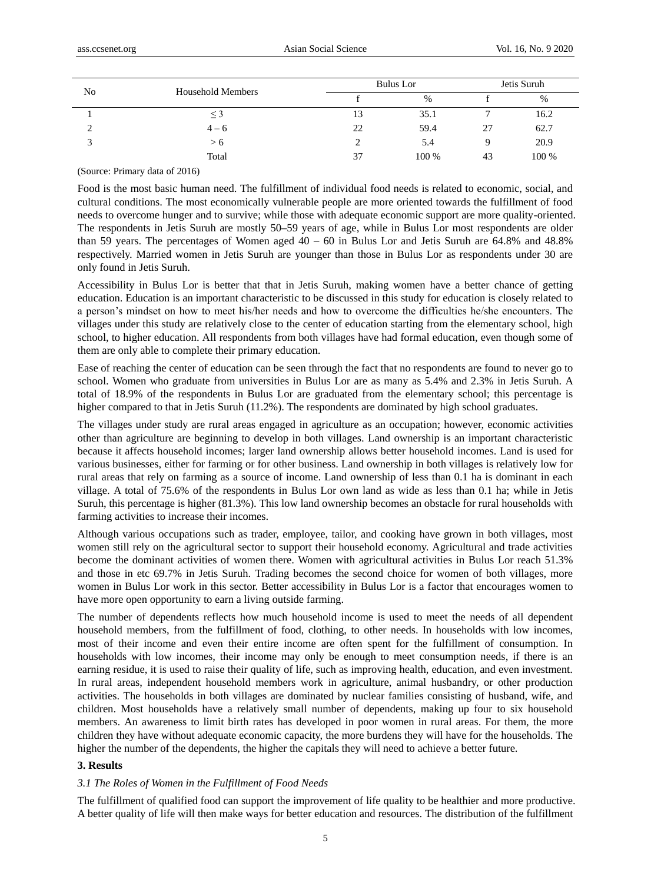| No | Household Members | Bulus Lor | | Jetis Suruh | |
|---|---|---|---|---|---|
| | | f | % | f | % |
| 1 | ≤ 3 | 13 | 35.1 | 7 | 16.2 |
| 2 | 4 – 6 | 22 | 59.4 | 27 | 62.7 |
| 3 | > 6 | 2 | 5.4 | 9 | 20.9 |
| | Total | 37 | 100 % | 43 | 100 % |

(Source: Primary data of 2016)

Food is the most basic human need. The fulfillment of individual food needs is related to economic, social, and cultural conditions. The most economically vulnerable people are more oriented towards the fulfillment of food needs to overcome hunger and to survive; while those with adequate economic support are more quality-oriented. The respondents in Jetis Suruh are mostly 50–59 years of age, while in Bulus Lor most respondents are older than 59 years. The percentages of Women aged 40 – 60 in Bulus Lor and Jetis Suruh are 64.8% and 48.8% respectively. Married women in Jetis Suruh are younger than those in Bulus Lor as respondents under 30 are only found in Jetis Suruh.

Accessibility in Bulus Lor is better that that in Jetis Suruh, making women have a better chance of getting education. Education is an important characteristic to be discussed in this study for education is closely related to a person's mindset on how to meet his/her needs and how to overcome the difficulties he/she encounters. The villages under this study are relatively close to the center of education starting from the elementary school, high school, to higher education. All respondents from both villages have had formal education, even though some of them are only able to complete their primary education.

Ease of reaching the center of education can be seen through the fact that no respondents are found to never go to school. Women who graduate from universities in Bulus Lor are as many as 5.4% and 2.3% in Jetis Suruh. A total of 18.9% of the respondents in Bulus Lor are graduated from the elementary school; this percentage is higher compared to that in Jetis Suruh (11.2%). The respondents are dominated by high school graduates.

The villages under study are rural areas engaged in agriculture as an occupation; however, economic activities other than agriculture are beginning to develop in both villages. Land ownership is an important characteristic because it affects household incomes; larger land ownership allows better household incomes. Land is used for various businesses, either for farming or for other business. Land ownership in both villages is relatively low for rural areas that rely on farming as a source of income. Land ownership of less than 0.1 ha is dominant in each village. A total of 75.6% of the respondents in Bulus Lor own land as wide as less than 0.1 ha; while in Jetis Suruh, this percentage is higher (81.3%). This low land ownership becomes an obstacle for rural households with farming activities to increase their incomes.

Although various occupations such as trader, employee, tailor, and cooking have grown in both villages, most women still rely on the agricultural sector to support their household economy. Agricultural and trade activities become the dominant activities of women there. Women with agricultural activities in Bulus Lor reach 51.3% and those in etc 69.7% in Jetis Suruh. Trading becomes the second choice for women of both villages, more women in Bulus Lor work in this sector. Better accessibility in Bulus Lor is a factor that encourages women to have more open opportunity to earn a living outside farming.

The number of dependents reflects how much household income is used to meet the needs of all dependent household members, from the fulfillment of food, clothing, to other needs. In households with low incomes, most of their income and even their entire income are often spent for the fulfillment of consumption. In households with low incomes, their income may only be enough to meet consumption needs, if there is an earning residue, it is used to raise their quality of life, such as improving health, education, and even investment. In rural areas, independent household members work in agriculture, animal husbandry, or other production activities. The households in both villages are dominated by nuclear families consisting of husband, wife, and children. Most households have a relatively small number of dependents, making up four to six household members. An awareness to limit birth rates has developed in poor women in rural areas. For them, the more children they have without adequate economic capacity, the more burdens they will have for the households. The higher the number of the dependents, the higher the capitals they will need to achieve a better future.

## 3. Results

### *3.1 The Roles of Women in the Fulfillment of Food Needs*

The fulfillment of qualified food can support the improvement of life quality to be healthier and more productive. A better quality of life will then make ways for better education and resources. The distribution of the fulfillment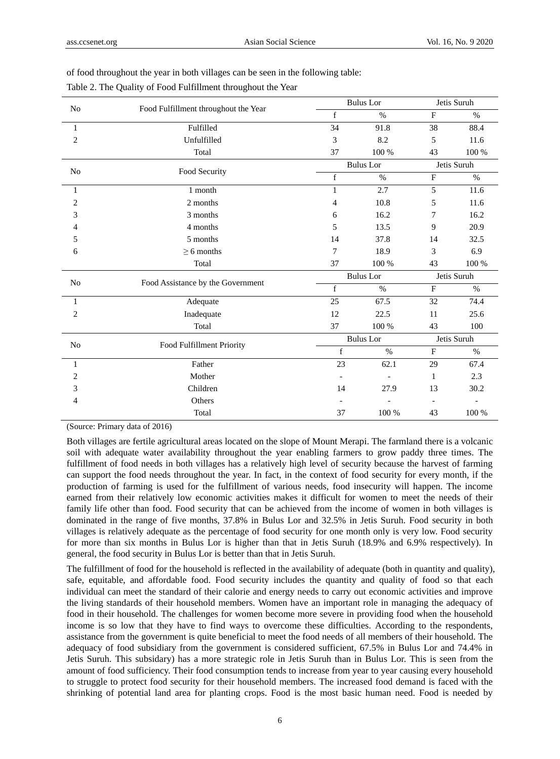of food throughout the year in both villages can be seen in the following table:

Table 2. The Quality of Food Fulfillment throughout the Year

| No | Food Fulfillment throughout the Year | Bulus Lor | | Jetis Suruh | |
|---|---|---|---|---|---|
| | | f | % | F | % |
| 1 | Fulfilled | 34 | 91.8 | 38 | 88.4 |
| 2 | Unfulfilled | 3 | 8.2 | 5 | 11.6 |
| | Total | 37 | 100 % | 43 | 100 % |
| **No** | **Food Security** | **Bulus Lor** | | **Jetis Suruh** | |
| | | f | % | F | % |
| 1 | 1 month | 1 | 2.7 | 5 | 11.6 |
| 2 | 2 months | 4 | 10.8 | 5 | 11.6 |
| 3 | 3 months | 6 | 16.2 | 7 | 16.2 |
| 4 | 4 months | 5 | 13.5 | 9 | 20.9 |
| 5 | 5 months | 14 | 37.8 | 14 | 32.5 |
| 6 | ≥ 6 months | 7 | 18.9 | 3 | 6.9 |
| | Total | 37 | 100 % | 43 | 100 % |
| **No** | **Food Assistance by the Government** | **Bulus Lor** | | **Jetis Suruh** | |
| | | f | % | F | % |
| 1 | Adequate | 25 | 67.5 | 32 | 74.4 |
| 2 | Inadequate | 12 | 22.5 | 11 | 25.6 |
| | Total | 37 | 100 % | 43 | 100 |
| **No** | **Food Fulfillment Priority** | **Bulus Lor** | | **Jetis Suruh** | |
| | | f | % | F | % |
| 1 | Father | 23 | 62.1 | 29 | 67.4 |
| 2 | Mother | - | - | 1 | 2.3 |
| 3 | Children | 14 | 27.9 | 13 | 30.2 |
| 4 | Others | - | - | - | - |
| | Total | 37 | 100 % | 43 | 100 % |

(Source: Primary data of 2016)

Both villages are fertile agricultural areas located on the slope of Mount Merapi. The farmland there is a volcanic soil with adequate water availability throughout the year enabling farmers to grow paddy three times. The fulfillment of food needs in both villages has a relatively high level of security because the harvest of farming can support the food needs throughout the year. In fact, in the context of food security for every month, if the production of farming is used for the fulfillment of various needs, food insecurity will happen. The income earned from their relatively low economic activities makes it difficult for women to meet the needs of their family life other than food. Food security that can be achieved from the income of women in both villages is dominated in the range of five months, 37.8% in Bulus Lor and 32.5% in Jetis Suruh. Food security in both villages is relatively adequate as the percentage of food security for one month only is very low. Food security for more than six months in Bulus Lor is higher than that in Jetis Suruh (18.9% and 6.9% respectively). In general, the food security in Bulus Lor is better than that in Jetis Suruh.

The fulfillment of food for the household is reflected in the availability of adequate (both in quantity and quality), safe, equitable, and affordable food. Food security includes the quantity and quality of food so that each individual can meet the standard of their calorie and energy needs to carry out economic activities and improve the living standards of their household members. Women have an important role in managing the adequacy of food in their household. The challenges for women become more severe in providing food when the household income is so low that they have to find ways to overcome these difficulties. According to the respondents, assistance from the government is quite beneficial to meet the food needs of all members of their household. The adequacy of food subsidiary from the government is considered sufficient, 67.5% in Bulus Lor and 74.4% in Jetis Suruh. This subsidary) has a more strategic role in Jetis Suruh than in Bulus Lor. This is seen from the amount of food sufficiency. Their food consumption tends to increase from year to year causing every household to struggle to protect food security for their household members. The increased food demand is faced with the shrinking of potential land area for planting crops. Food is the most basic human need. Food is needed by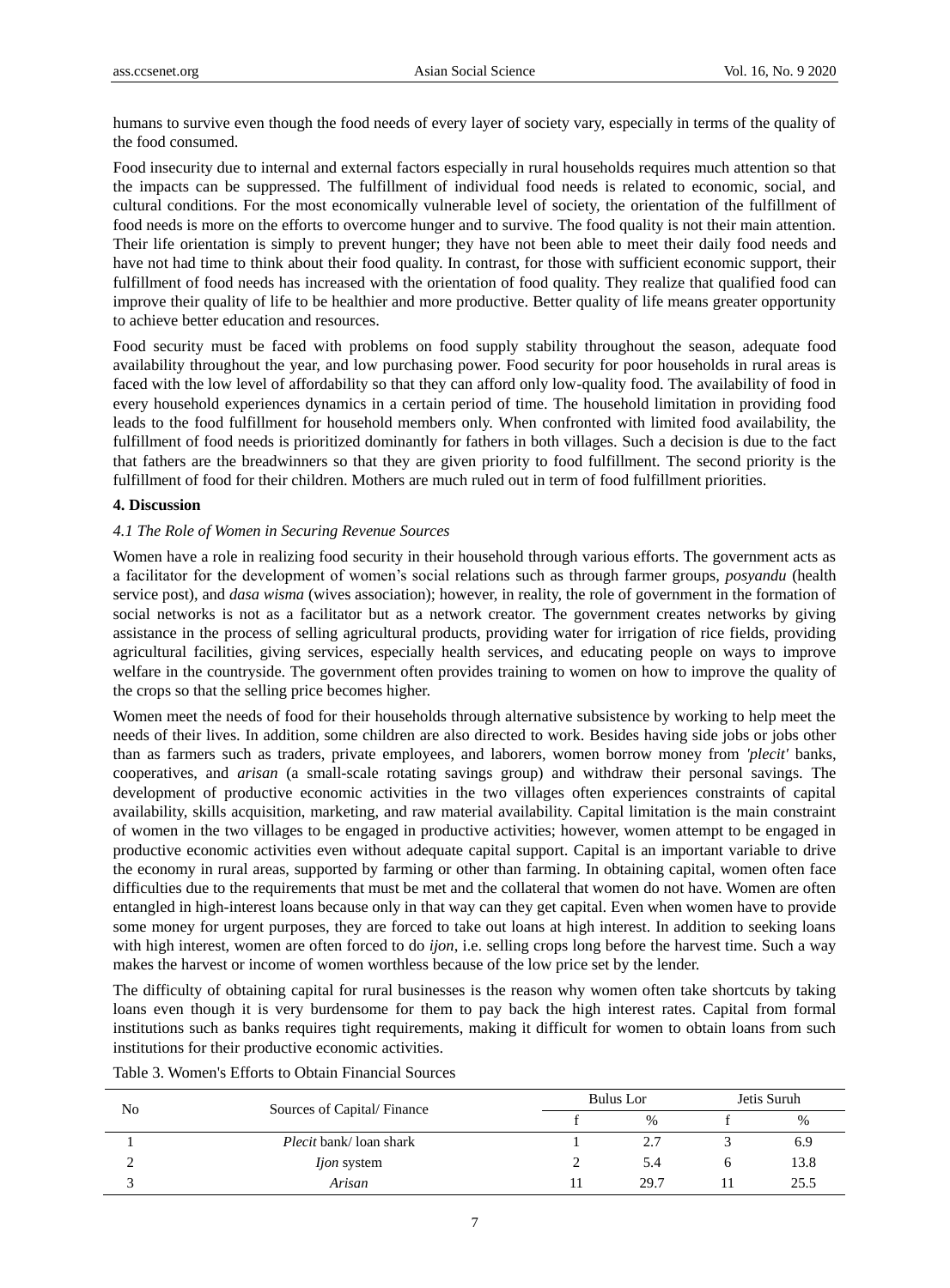humans to survive even though the food needs of every layer of society vary, especially in terms of the quality of the food consumed.

Food insecurity due to internal and external factors especially in rural households requires much attention so that the impacts can be suppressed. The fulfillment of individual food needs is related to economic, social, and cultural conditions. For the most economically vulnerable level of society, the orientation of the fulfillment of food needs is more on the efforts to overcome hunger and to survive. The food quality is not their main attention. Their life orientation is simply to prevent hunger; they have not been able to meet their daily food needs and have not had time to think about their food quality. In contrast, for those with sufficient economic support, their fulfillment of food needs has increased with the orientation of food quality. They realize that qualified food can improve their quality of life to be healthier and more productive. Better quality of life means greater opportunity to achieve better education and resources.

Food security must be faced with problems on food supply stability throughout the season, adequate food availability throughout the year, and low purchasing power. Food security for poor households in rural areas is faced with the low level of affordability so that they can afford only low-quality food. The availability of food in every household experiences dynamics in a certain period of time. The household limitation in providing food leads to the food fulfillment for household members only. When confronted with limited food availability, the fulfillment of food needs is prioritized dominantly for fathers in both villages. Such a decision is due to the fact that fathers are the breadwinners so that they are given priority to food fulfillment. The second priority is the fulfillment of food for their children. Mothers are much ruled out in term of food fulfillment priorities.

## 4. Discussion

### *4.1 The Role of Women in Securing Revenue Sources*

Women have a role in realizing food security in their household through various efforts. The government acts as a facilitator for the development of women's social relations such as through farmer groups, *posyandu* (health service post), and *dasa wisma* (wives association); however, in reality, the role of government in the formation of social networks is not as a facilitator but as a network creator. The government creates networks by giving assistance in the process of selling agricultural products, providing water for irrigation of rice fields, providing agricultural facilities, giving services, especially health services, and educating people on ways to improve welfare in the countryside. The government often provides training to women on how to improve the quality of the crops so that the selling price becomes higher.

Women meet the needs of food for their households through alternative subsistence by working to help meet the needs of their lives. In addition, some children are also directed to work. Besides having side jobs or jobs other than as farmers such as traders, private employees, and laborers, women borrow money from *'plecit'* banks, cooperatives, and *arisan* (a small-scale rotating savings group) and withdraw their personal savings. The development of productive economic activities in the two villages often experiences constraints of capital availability, skills acquisition, marketing, and raw material availability. Capital limitation is the main constraint of women in the two villages to be engaged in productive activities; however, women attempt to be engaged in productive economic activities even without adequate capital support. Capital is an important variable to drive the economy in rural areas, supported by farming or other than farming. In obtaining capital, women often face difficulties due to the requirements that must be met and the collateral that women do not have. Women are often entangled in high-interest loans because only in that way can they get capital. Even when women have to provide some money for urgent purposes, they are forced to take out loans at high interest. In addition to seeking loans with high interest, women are often forced to do *ijon*, i.e. selling crops long before the harvest time. Such a way makes the harvest or income of women worthless because of the low price set by the lender.

The difficulty of obtaining capital for rural businesses is the reason why women often take shortcuts by taking loans even though it is very burdensome for them to pay back the high interest rates. Capital from formal institutions such as banks requires tight requirements, making it difficult for women to obtain loans from such institutions for their productive economic activities.

Table 3. Women's Efforts to Obtain Financial Sources

| No | Sources of Capital/ Finance | Bulus Lor | | Jetis Suruh | |
|---|---|---|---|---|---|
| | | f | % | f | % |
| 1 | *Plecit* bank/ loan shark | 1 | 2.7 | 3 | 6.9 |
| 2 | *Ijon* system | 2 | 5.4 | 6 | 13.8 |
| 3 | *Arisan* | 11 | 29.7 | 11 | 25.5 |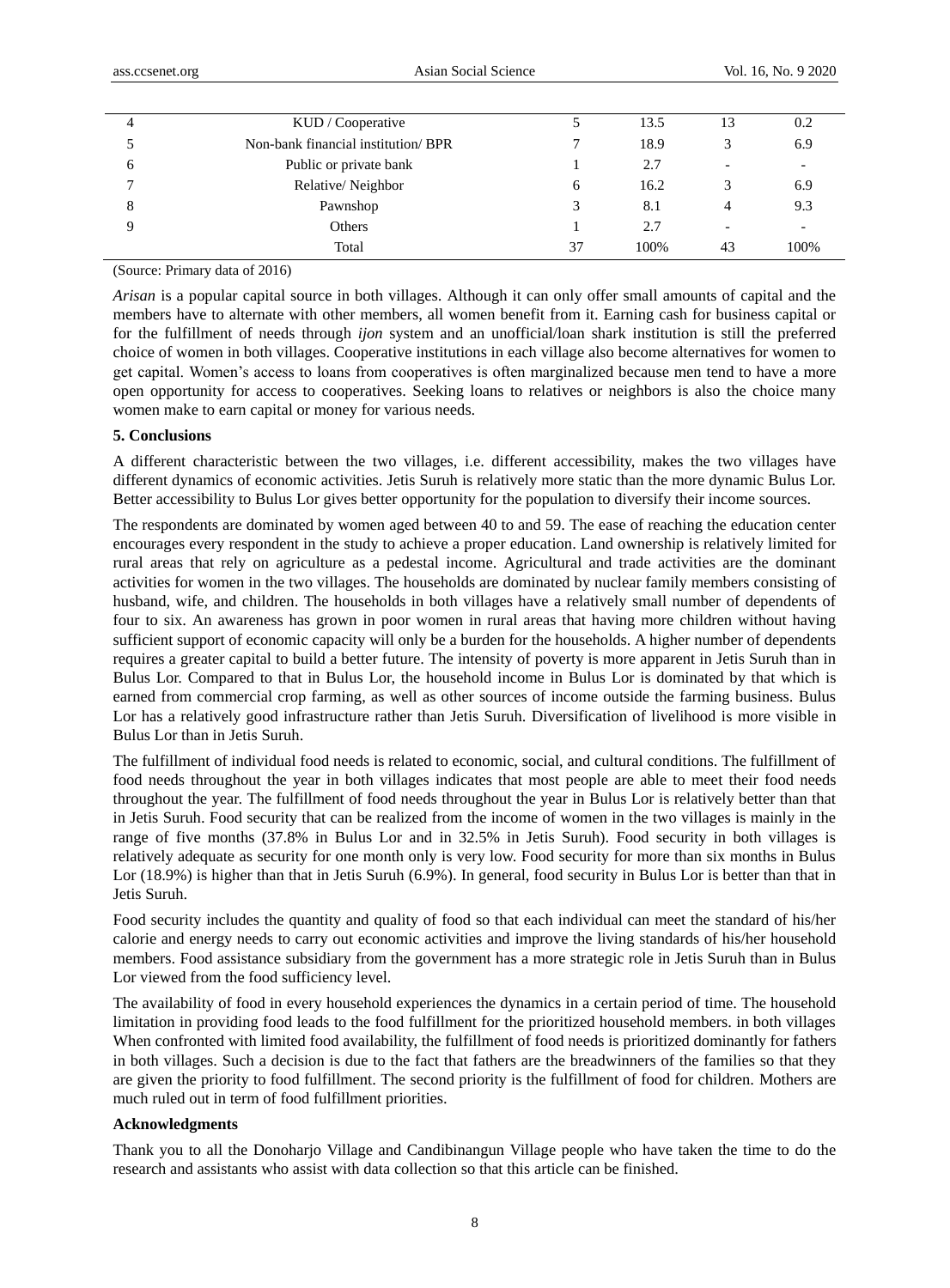| | | | | | |
|---|---|---|---|---|---|
| 4 | KUD / Cooperative | 5 | 13.5 | 13 | 0.2 |
| 5 | Non-bank financial institution/ BPR | 7 | 18.9 | 3 | 6.9 |
| 6 | Public or private bank | 1 | 2.7 | - | - |
| 7 | Relative/ Neighbor | 6 | 16.2 | 3 | 6.9 |
| 8 | Pawnshop | 3 | 8.1 | 4 | 9.3 |
| 9 | Others | 1 | 2.7 | - | - |
| | Total | 37 | 100% | 43 | 100% |

(Source: Primary data of 2016)

*Arisan* is a popular capital source in both villages. Although it can only offer small amounts of capital and the members have to alternate with other members, all women benefit from it. Earning cash for business capital or for the fulfillment of needs through *ijon* system and an unofficial/loan shark institution is still the preferred choice of women in both villages. Cooperative institutions in each village also become alternatives for women to get capital. Women's access to loans from cooperatives is often marginalized because men tend to have a more open opportunity for access to cooperatives. Seeking loans to relatives or neighbors is also the choice many women make to earn capital or money for various needs.

**5. Conclusions**

A different characteristic between the two villages, i.e. different accessibility, makes the two villages have different dynamics of economic activities. Jetis Suruh is relatively more static than the more dynamic Bulus Lor. Better accessibility to Bulus Lor gives better opportunity for the population to diversify their income sources.

The respondents are dominated by women aged between 40 to and 59. The ease of reaching the education center encourages every respondent in the study to achieve a proper education. Land ownership is relatively limited for rural areas that rely on agriculture as a pedestal income. Agricultural and trade activities are the dominant activities for women in the two villages. The households are dominated by nuclear family members consisting of husband, wife, and children. The households in both villages have a relatively small number of dependents of four to six. An awareness has grown in poor women in rural areas that having more children without having sufficient support of economic capacity will only be a burden for the households. A higher number of dependents requires a greater capital to build a better future. The intensity of poverty is more apparent in Jetis Suruh than in Bulus Lor. Compared to that in Bulus Lor, the household income in Bulus Lor is dominated by that which is earned from commercial crop farming, as well as other sources of income outside the farming business. Bulus Lor has a relatively good infrastructure rather than Jetis Suruh. Diversification of livelihood is more visible in Bulus Lor than in Jetis Suruh.

The fulfillment of individual food needs is related to economic, social, and cultural conditions. The fulfillment of food needs throughout the year in both villages indicates that most people are able to meet their food needs throughout the year. The fulfillment of food needs throughout the year in Bulus Lor is relatively better than that in Jetis Suruh. Food security that can be realized from the income of women in the two villages is mainly in the range of five months (37.8% in Bulus Lor and in 32.5% in Jetis Suruh). Food security in both villages is relatively adequate as security for one month only is very low. Food security for more than six months in Bulus Lor (18.9%) is higher than that in Jetis Suruh (6.9%). In general, food security in Bulus Lor is better than that in Jetis Suruh.

Food security includes the quantity and quality of food so that each individual can meet the standard of his/her calorie and energy needs to carry out economic activities and improve the living standards of his/her household members. Food assistance subsidiary from the government has a more strategic role in Jetis Suruh than in Bulus Lor viewed from the food sufficiency level.

The availability of food in every household experiences the dynamics in a certain period of time. The household limitation in providing food leads to the food fulfillment for the prioritized household members. in both villages When confronted with limited food availability, the fulfillment of food needs is prioritized dominantly for fathers in both villages. Such a decision is due to the fact that fathers are the breadwinners of the families so that they are given the priority to food fulfillment. The second priority is the fulfillment of food for children. Mothers are much ruled out in term of food fulfillment priorities.

**Acknowledgments**

Thank you to all the Donoharjo Village and Candibinangun Village people who have taken the time to do the research and assistants who assist with data collection so that this article can be finished.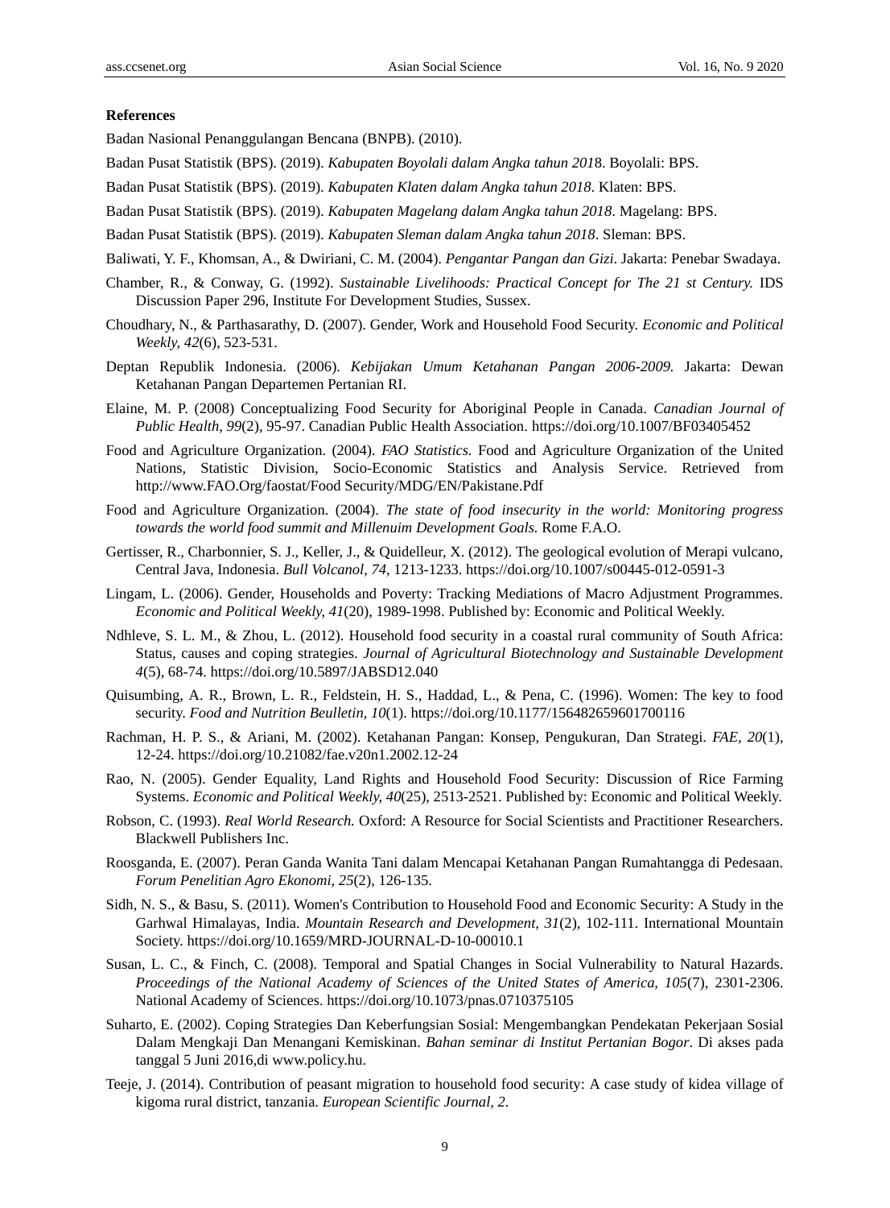**References**

Badan Nasional Penanggulangan Bencana (BNPB). (2010).

Badan Pusat Statistik (BPS). (2019). *Kabupaten Boyolali dalam Angka tahun 201*8. Boyolali: BPS.

Badan Pusat Statistik (BPS). (2019). *Kabupaten Klaten dalam Angka tahun 2018*. Klaten: BPS.

Badan Pusat Statistik (BPS). (2019). *Kabupaten Magelang dalam Angka tahun 2018*. Magelang: BPS.

Badan Pusat Statistik (BPS). (2019). *Kabupaten Sleman dalam Angka tahun 2018*. Sleman: BPS.

Baliwati, Y. F., Khomsan, A., & Dwiriani, C. M. (2004). *Pengantar Pangan dan Gizi*. Jakarta: Penebar Swadaya.

Chamber, R., & Conway, G. (1992). *Sustainable Livelihoods: Practical Concept for The 21 st Century.* IDS Discussion Paper 296, Institute For Development Studies, Sussex.

Choudhary, N., & Parthasarathy, D. (2007). Gender, Work and Household Food Security. *Economic and Political Weekly, 42*(6), 523-531.

Deptan Republik Indonesia. (2006). *Kebijakan Umum Ketahanan Pangan 2006-2009.* Jakarta: Dewan Ketahanan Pangan Departemen Pertanian RI.

Elaine, M. P. (2008) Conceptualizing Food Security for Aboriginal People in Canada. *Canadian Journal of Public Health, 99*(2), 95-97. Canadian Public Health Association. https://doi.org/10.1007/BF03405452

Food and Agriculture Organization. (2004). *FAO Statistics.* Food and Agriculture Organization of the United Nations, Statistic Division, Socio-Economic Statistics and Analysis Service. Retrieved from http://www.FAO.Org/faostat/Food Security/MDG/EN/Pakistane.Pdf

Food and Agriculture Organization. (2004). *The state of food insecurity in the world: Monitoring progress towards the world food summit and Millenuim Development Goals.* Rome F.A.O.

Gertisser, R., Charbonnier, S. J., Keller, J., & Quidelleur, X. (2012). The geological evolution of Merapi vulcano, Central Java, Indonesia. *Bull Volcanol, 74*, 1213-1233. https://doi.org/10.1007/s00445-012-0591-3

Lingam, L. (2006). Gender, Households and Poverty: Tracking Mediations of Macro Adjustment Programmes. *Economic and Political Weekly, 41*(20), 1989-1998. Published by: Economic and Political Weekly.

Ndhleve, S. L. M., & Zhou, L. (2012). Household food security in a coastal rural community of South Africa: Status, causes and coping strategies. *Journal of Agricultural Biotechnology and Sustainable Development 4*(5), 68-74. https://doi.org/10.5897/JABSD12.040

Quisumbing, A. R., Brown, L. R., Feldstein, H. S., Haddad, L., & Pena, C. (1996). Women: The key to food security. *Food and Nutrition Beulletin, 10*(1). https://doi.org/10.1177/156482659601700116

Rachman, H. P. S., & Ariani, M. (2002). Ketahanan Pangan: Konsep, Pengukuran, Dan Strategi. *FAE, 20*(1), 12-24. https://doi.org/10.21082/fae.v20n1.2002.12-24

Rao, N. (2005). Gender Equality, Land Rights and Household Food Security: Discussion of Rice Farming Systems. *Economic and Political Weekly, 40*(25), 2513-2521. Published by: Economic and Political Weekly.

Robson, C. (1993). *Real World Research.* Oxford: A Resource for Social Scientists and Practitioner Researchers. Blackwell Publishers Inc.

Roosganda, E. (2007). Peran Ganda Wanita Tani dalam Mencapai Ketahanan Pangan Rumahtangga di Pedesaan. *Forum Penelitian Agro Ekonomi, 25*(2), 126-135.

Sidh, N. S., & Basu, S. (2011). Women's Contribution to Household Food and Economic Security: A Study in the Garhwal Himalayas, India. *Mountain Research and Development, 31*(2), 102-111. International Mountain Society. https://doi.org/10.1659/MRD-JOURNAL-D-10-00010.1

Susan, L. C., & Finch, C. (2008). Temporal and Spatial Changes in Social Vulnerability to Natural Hazards. *Proceedings of the National Academy of Sciences of the United States of America, 105*(7), 2301-2306. National Academy of Sciences. https://doi.org/10.1073/pnas.0710375105

Suharto, E. (2002). Coping Strategies Dan Keberfungsian Sosial: Mengembangkan Pendekatan Pekerjaan Sosial Dalam Mengkaji Dan Menangani Kemiskinan. *Bahan seminar di Institut Pertanian Bogor*. Di akses pada tanggal 5 Juni 2016,di www.policy.hu.

Teeje, J. (2014). Contribution of peasant migration to household food security: A case study of kidea village of kigoma rural district, tanzania. *European Scientific Journal, 2*.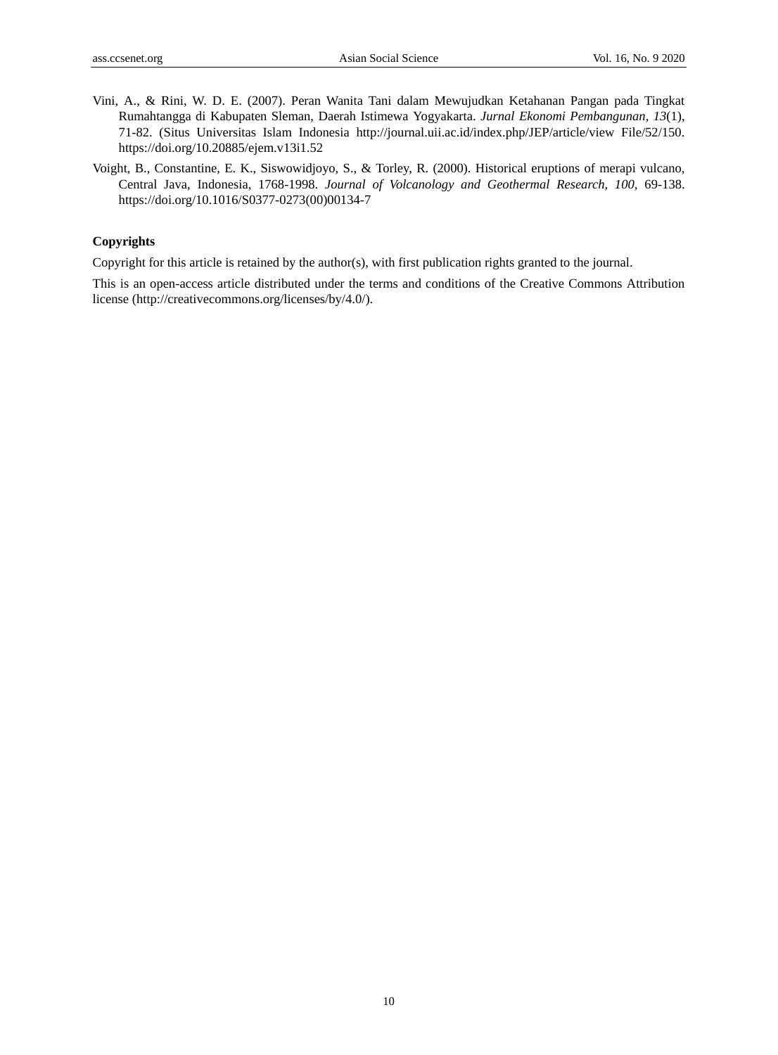Vini, A., & Rini, W. D. E. (2007). Peran Wanita Tani dalam Mewujudkan Ketahanan Pangan pada Tingkat Rumahtangga di Kabupaten Sleman, Daerah Istimewa Yogyakarta. *Jurnal Ekonomi Pembangunan, 13*(1), 71-82. (Situs Universitas Islam Indonesia http://journal.uii.ac.id/index.php/JEP/article/view File/52/150. https://doi.org/10.20885/ejem.v13i1.52

Voight, B., Constantine, E. K., Siswowidjoyo, S., & Torley, R. (2000). Historical eruptions of merapi vulcano, Central Java, Indonesia, 1768-1998. *Journal of Volcanology and Geothermal Research, 100,* 69-138. https://doi.org/10.1016/S0377-0273(00)00134-7

**Copyrights**

Copyright for this article is retained by the author(s), with first publication rights granted to the journal.

This is an open-access article distributed under the terms and conditions of the Creative Commons Attribution license (http://creativecommons.org/licenses/by/4.0/).